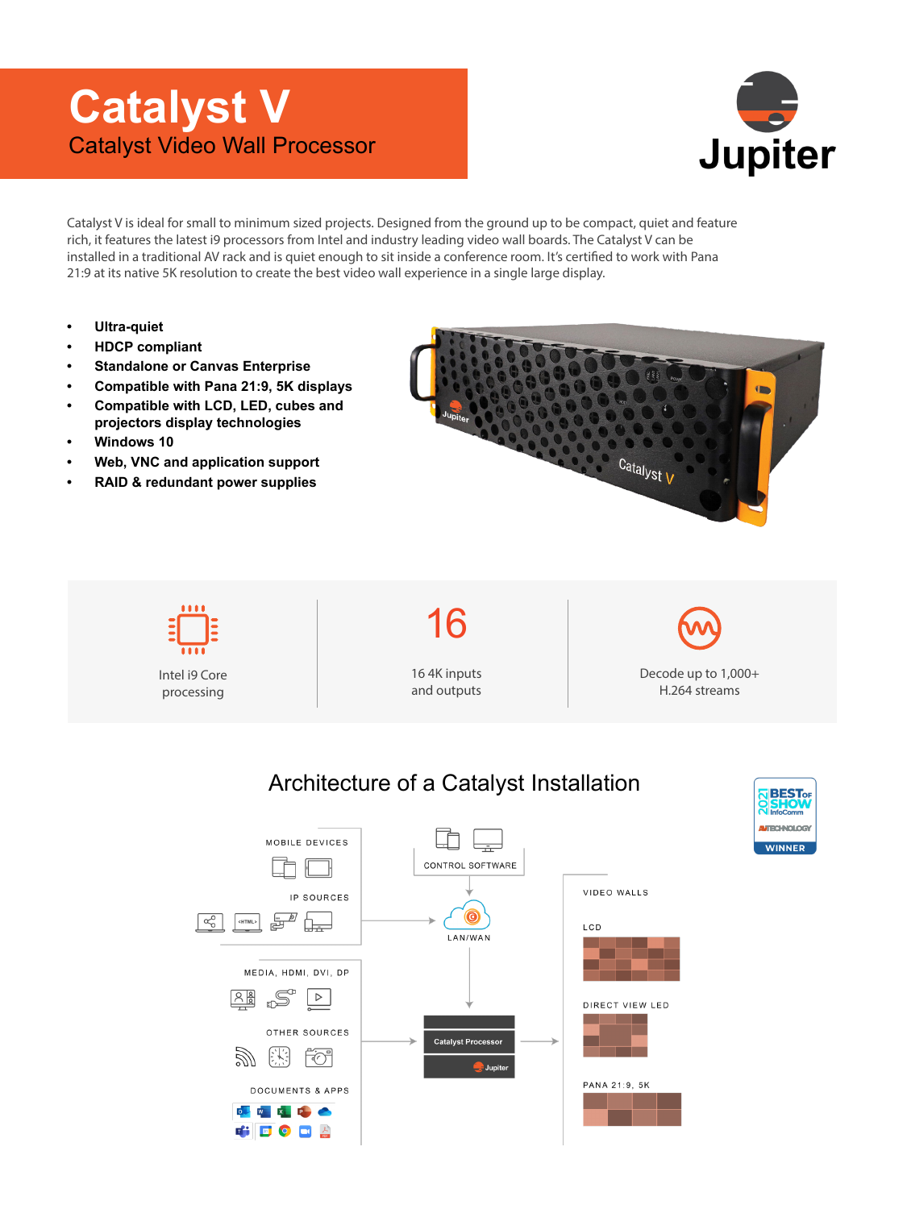# Catalyst V

## Catalyst Video Wall Processor

Jupiter

Catalyst V is ideal for small to minimum sized projects. Designed from the ground up to be compact, quiet and feature rich, it features the latest i9 processors from Intel and industry leading video wall boards. The Catalyst V can be installed in a traditional AV rack and is quiet enough to sit inside a conference room. It's certified to work with Pana 21:9 at its native 5K resolution to create the best video wall experience in a single large display.

- **Ultra-quiet**
- **HDCP compliant**
- **Standalone or Canvas Enterprise**
- **Compatible with Pana 21:9, 5K displays**
- **Compatible with LCD, LED, cubes and projectors display technologies**
- **Windows 10**
- **Web, VNC and application support**
- **RAID & redundant power supplies**

| Intel i9 Core processing | 16 — 16 4K inputs and outputs | Decode up to 1,000+ H.264 streams |
|---|---|---|

## Architecture of a Catalyst Installation

2021 BEST OF SHOW InfoComm AVTECHNOLOGY WINNER

MOBILE DEVICES

IP SOURCES

MEDIA, HDMI, DVI, DP

OTHER SOURCES

DOCUMENTS & APPS

CONTROL SOFTWARE

LAN/WAN

Catalyst Processor

Jupiter

VIDEO WALLS

LCD

DIRECT VIEW LED

PANA 21:9, 5K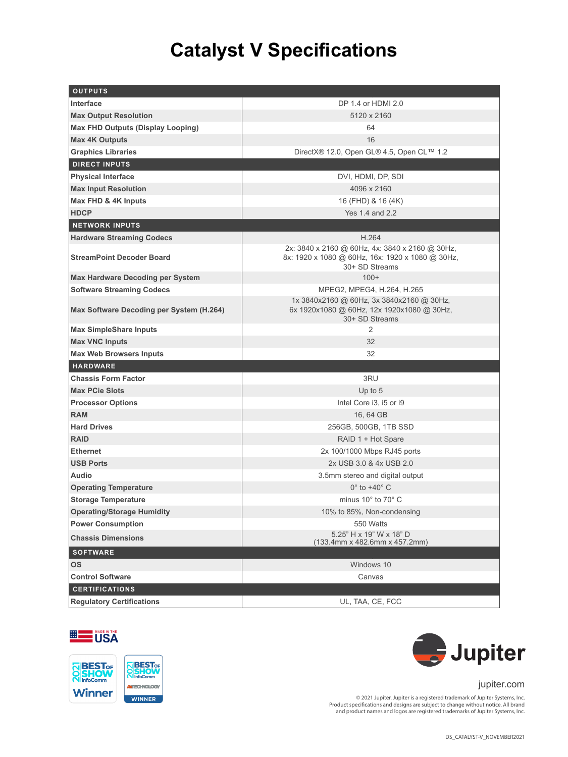# Catalyst V Specifications

| | |
|---|---|
| **OUTPUTS** | |
| **Interface** | DP 1.4 or HDMI 2.0 |
| **Max Output Resolution** | 5120 x 2160 |
| **Max FHD Outputs (Display Looping)** | 64 |
| **Max 4K Outputs** | 16 |
| **Graphics Libraries** | DirectX® 12.0, Open GL® 4.5, Open CL™ 1.2 |
| **DIRECT INPUTS** | |
| **Physical Interface** | DVI, HDMI, DP, SDI |
| **Max Input Resolution** | 4096 x 2160 |
| **Max FHD & 4K Inputs** | 16 (FHD) & 16 (4K) |
| **HDCP** | Yes 1.4 and 2.2 |
| **NETWORK INPUTS** | |
| **Hardware Streaming Codecs** | H.264 |
| **StreamPoint Decoder Board** | 2x: 3840 x 2160 @ 60Hz, 4x: 3840 x 2160 @ 30Hz, 8x: 1920 x 1080 @ 60Hz, 16x: 1920 x 1080 @ 30Hz, 30+ SD Streams |
| **Max Hardware Decoding per System** | 100+ |
| **Software Streaming Codecs** | MPEG2, MPEG4, H.264, H.265 |
| **Max Software Decoding per System (H.264)** | 1x 3840x2160 @ 60Hz, 3x 3840x2160 @ 30Hz, 6x 1920x1080 @ 60Hz, 12x 1920x1080 @ 30Hz, 30+ SD Streams |
| **Max SimpleShare Inputs** | 2 |
| **Max VNC Inputs** | 32 |
| **Max Web Browsers Inputs** | 32 |
| **HARDWARE** | |
| **Chassis Form Factor** | 3RU |
| **Max PCIe Slots** | Up to 5 |
| **Processor Options** | Intel Core i3, i5 or i9 |
| **RAM** | 16, 64 GB |
| **Hard Drives** | 256GB, 500GB, 1TB SSD |
| **RAID** | RAID 1 + Hot Spare |
| **Ethernet** | 2x 100/1000 Mbps RJ45 ports |
| **USB Ports** | 2x USB 3.0 & 4x USB 2.0 |
| **Audio** | 3.5mm stereo and digital output |
| **Operating Temperature** | 0° to +40° C |
| **Storage Temperature** | minus 10° to 70° C |
| **Operating/Storage Humidity** | 10% to 85%, Non-condensing |
| **Power Consumption** | 550 Watts |
| **Chassis Dimensions** | 5.25" H x 19" W x 18" D (133.4mm x 482.6mm x 457.2mm) |
| **SOFTWARE** | |
| **OS** | Windows 10 |
| **Control Software** | Canvas |
| **CERTIFICATIONS** | |
| **Regulatory Certifications** | UL, TAA, CE, FCC |

MADE IN THE USA

2021 BEST OF SHOW InfoComm Winner

2021 BEST OF SHOW InfoComm AVTECHNOLOGY WINNER

Jupiter

jupiter.com

© 2021 Jupiter. Jupiter is a registered trademark of Jupiter Systems, Inc. Product specifications and designs are subject to change without notice. All brand and product names and logos are registered trademarks of Jupiter Systems, Inc.

DS_CATALYST-V_NOVEMBER2021